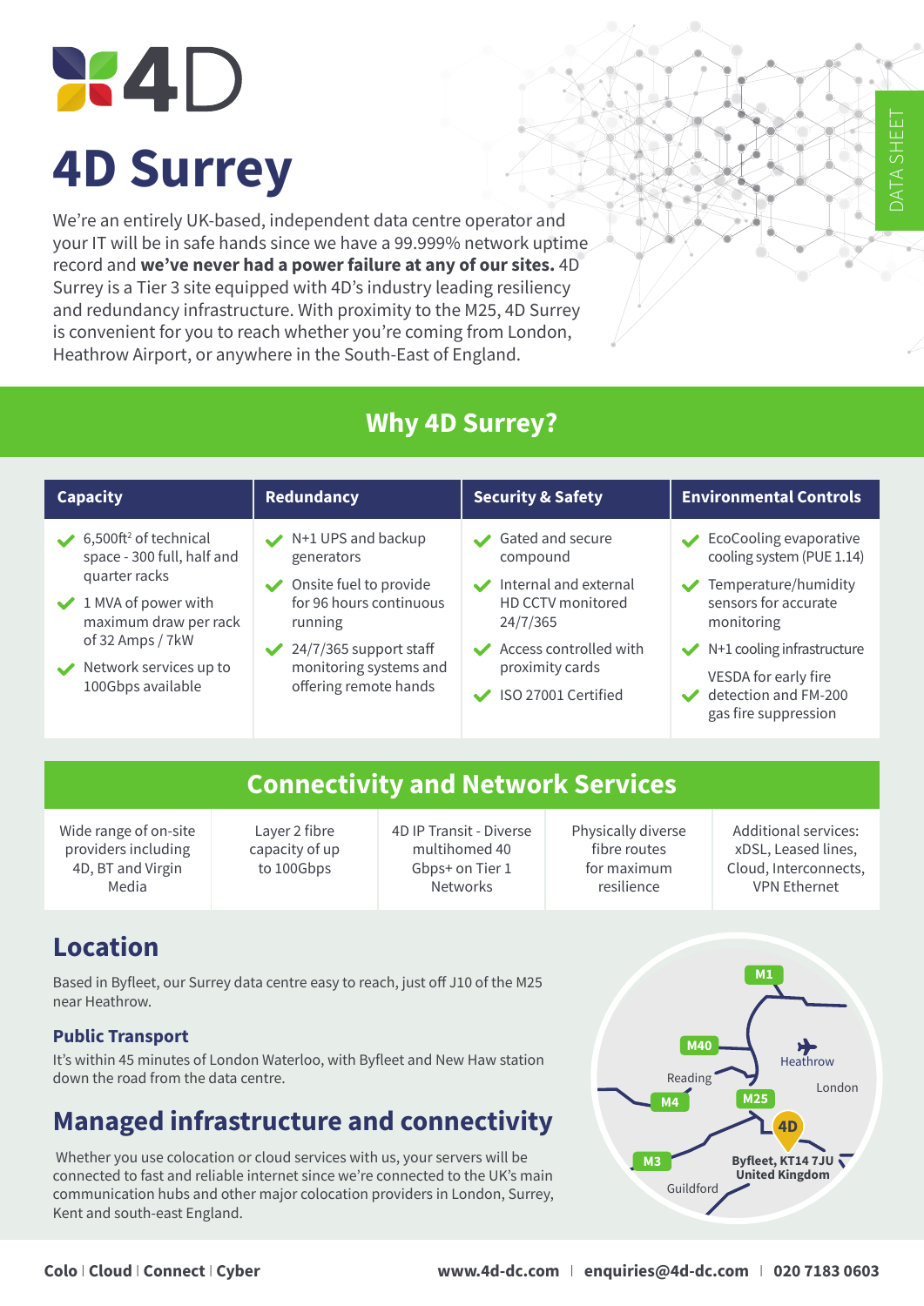# 4D Surrey

DATA SHEET

We're an entirely UK-based, independent data centre operator and your IT will be in safe hands since we have a 99.999% network uptime record and **we've never had a power failure at any of our sites.** 4D Surrey is a Tier 3 site equipped with 4D's industry leading resiliency and redundancy infrastructure. With proximity to the M25, 4D Surrey is convenient for you to reach whether you're coming from London, Heathrow Airport, or anywhere in the South-East of England.

## Why 4D Surrey?

| Capacity | Redundancy | Security & Safety | Environmental Controls |
|---|---|---|---|
| ✔ 6,500ft² of technical space - 300 full, half and quarter racks<br>✔ 1 MVA of power with maximum draw per rack of 32 Amps / 7kW<br>✔ Network services up to 100Gbps available | ✔ N+1 UPS and backup generators<br>✔ Onsite fuel to provide for 96 hours continuous running<br>✔ 24/7/365 support staff monitoring systems and offering remote hands | ✔ Gated and secure compound<br>✔ Internal and external HD CCTV monitored 24/7/365<br>✔ Access controlled with proximity cards<br>✔ ISO 27001 Certified | ✔ EcoCooling evaporative cooling system (PUE 1.14)<br>✔ Temperature/humidity sensors for accurate monitoring<br>✔ N+1 cooling infrastructure<br>✔ VESDA for early fire detection and FM-200 gas fire suppression |

## Connectivity and Network Services

| Wide range of on-site providers including 4D, BT and Virgin Media | Layer 2 fibre capacity of up to 100Gbps | 4D IP Transit - Diverse multihomed 40 Gbps+ on Tier 1 Networks | Physically diverse fibre routes for maximum resilience | Additional services: xDSL, Leased lines, Cloud, Interconnects, VPN Ethernet |
|---|---|---|---|---|

## Location

Based in Byfleet, our Surrey data centre easy to reach, just off J10 of the M25 near Heathrow.

### Public Transport

It's within 45 minutes of London Waterloo, with Byfleet and New Haw station down the road from the data centre.

M1, M40, M4, M25, M3, Reading, Heathrow, London, Guildford, 4D, Byfleet, KT14 7JU United Kingdom

## Managed infrastructure and connectivity

Whether you use colocation or cloud services with us, your servers will be connected to fast and reliable internet since we're connected to the UK's main communication hubs and other major colocation providers in London, Surrey, Kent and south-east England.

**Colo | Cloud | Connect | Cyber** **www.4d-dc.com | enquiries@4d-dc.com | 020 7183 0603**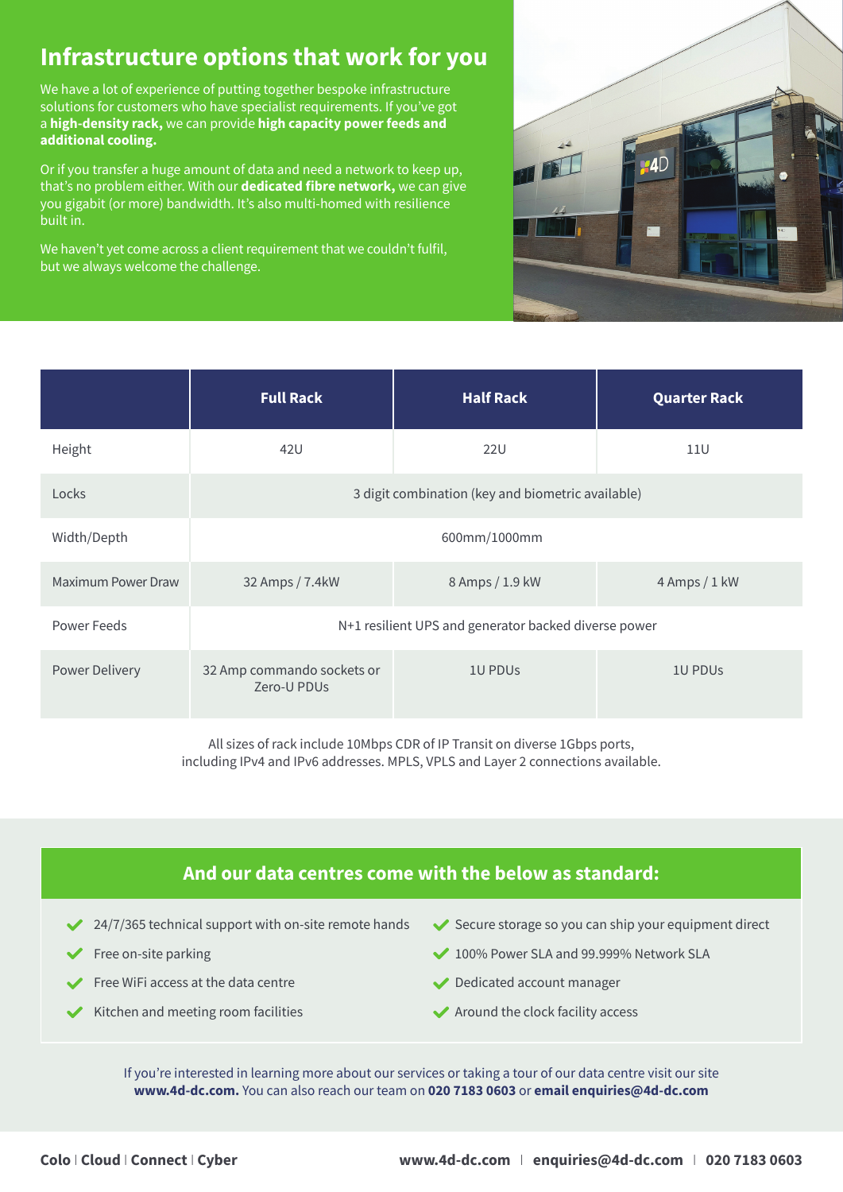## Infrastructure options that work for you

We have a lot of experience of putting together bespoke infrastructure solutions for customers who have specialist requirements. If you've got a **high-density rack,** we can provide **high capacity power feeds and additional cooling.**

Or if you transfer a huge amount of data and need a network to keep up, that's no problem either. With our **dedicated fibre network,** we can give you gigabit (or more) bandwidth. It's also multi-homed with resilience built in.

We haven't yet come across a client requirement that we couldn't fulfil, but we always welcome the challenge.

| | Full Rack | Half Rack | Quarter Rack |
|---|---|---|---|
| Height | 42U | 22U | 11U |
| Locks | 3 digit combination (key and biometric available) | | |
| Width/Depth | 600mm/1000mm | | |
| Maximum Power Draw | 32 Amps / 7.4kW | 8 Amps / 1.9 kW | 4 Amps / 1 kW |
| Power Feeds | N+1 resilient UPS and generator backed diverse power | | |
| Power Delivery | 32 Amp commando sockets or Zero-U PDUs | 1U PDUs | 1U PDUs |

All sizes of rack include 10Mbps CDR of IP Transit on diverse 1Gbps ports, including IPv4 and IPv6 addresses. MPLS, VPLS and Layer 2 connections available.

## And our data centres come with the below as standard:

- 24/7/365 technical support with on-site remote hands
- Free on-site parking
- Free WiFi access at the data centre
- Kitchen and meeting room facilities
- Secure storage so you can ship your equipment direct
- 100% Power SLA and 99.999% Network SLA
- Dedicated account manager
- Around the clock facility access

If you're interested in learning more about our services or taking a tour of our data centre visit our site **www.4d-dc.com.** You can also reach our team on **020 7183 0603** or **email enquiries@4d-dc.com**

**Colo | Cloud | Connect | Cyber** **www.4d-dc.com | enquiries@4d-dc.com | 020 7183 0603**